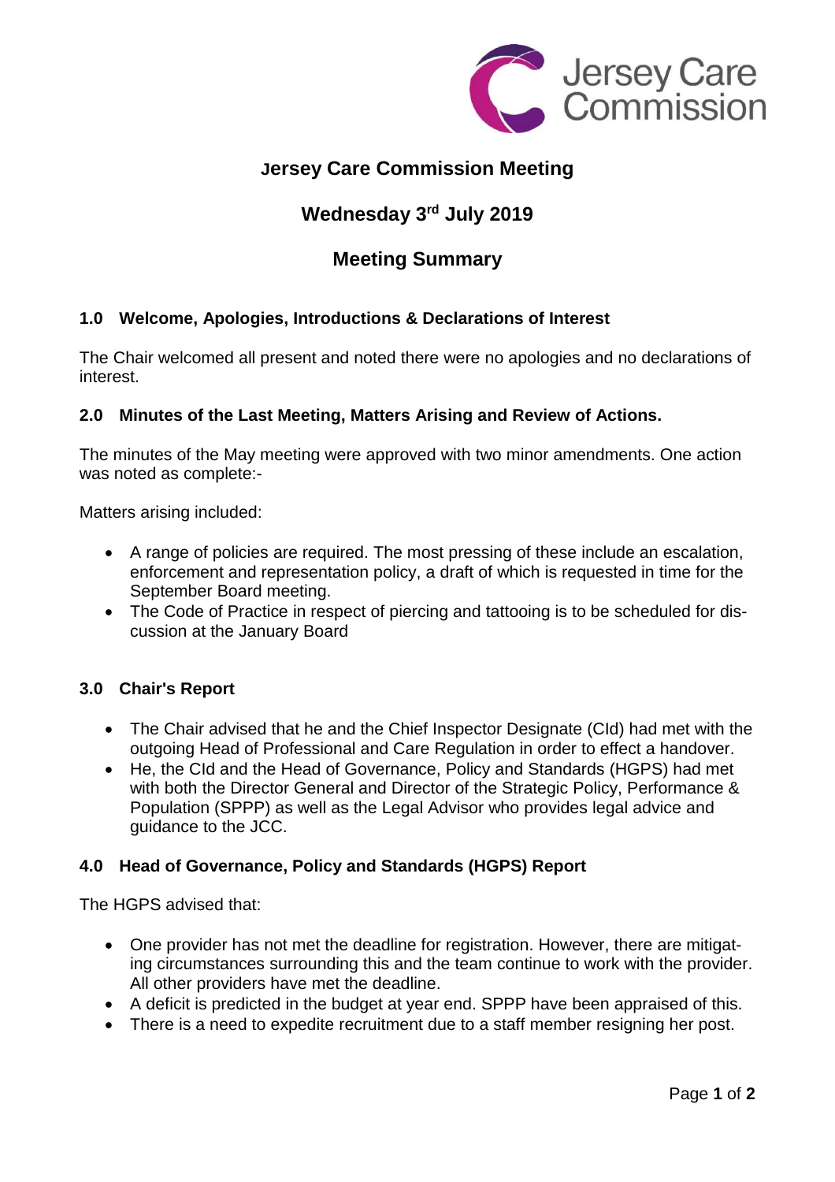# Jersey Care Commission Meeting

## Wednesday 3rd July 2019

## Meeting Summary

### 1.0 Welcome, Apologies, Introductions & Declarations of Interest

The Chair welcomed all present and noted there were no apologies and no declarations of interest.

### 2.0 Minutes of the Last Meeting, Matters Arising and Review of Actions.

The minutes of the May meeting were approved with two minor amendments. One action was noted as complete:-

Matters arising included:

- A range of policies are required. The most pressing of these include an escalation, enforcement and representation policy, a draft of which is requested in time for the September Board meeting.
- The Code of Practice in respect of piercing and tattooing is to be scheduled for discussion at the January Board

### 3.0 Chair's Report

- The Chair advised that he and the Chief Inspector Designate (CId) had met with the outgoing Head of Professional and Care Regulation in order to effect a handover.
- He, the CId and the Head of Governance, Policy and Standards (HGPS) had met with both the Director General and Director of the Strategic Policy, Performance & Population (SPPP) as well as the Legal Advisor who provides legal advice and guidance to the JCC.

### 4.0 Head of Governance, Policy and Standards (HGPS) Report

The HGPS advised that:

- One provider has not met the deadline for registration. However, there are mitigating circumstances surrounding this and the team continue to work with the provider. All other providers have met the deadline.
- A deficit is predicted in the budget at year end. SPPP have been appraised of this.
- There is a need to expedite recruitment due to a staff member resigning her post.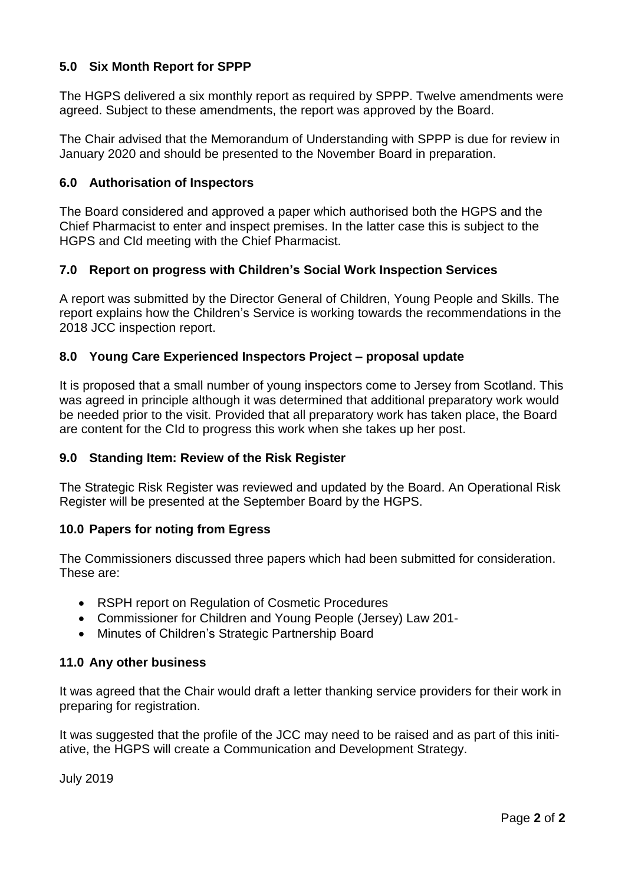### 5.0 Six Month Report for SPPP

The HGPS delivered a six monthly report as required by SPPP. Twelve amendments were agreed. Subject to these amendments, the report was approved by the Board.

The Chair advised that the Memorandum of Understanding with SPPP is due for review in January 2020 and should be presented to the November Board in preparation.

### 6.0 Authorisation of Inspectors

The Board considered and approved a paper which authorised both the HGPS and the Chief Pharmacist to enter and inspect premises. In the latter case this is subject to the HGPS and CId meeting with the Chief Pharmacist.

### 7.0 Report on progress with Children's Social Work Inspection Services

A report was submitted by the Director General of Children, Young People and Skills. The report explains how the Children's Service is working towards the recommendations in the 2018 JCC inspection report.

### 8.0 Young Care Experienced Inspectors Project – proposal update

It is proposed that a small number of young inspectors come to Jersey from Scotland. This was agreed in principle although it was determined that additional preparatory work would be needed prior to the visit. Provided that all preparatory work has taken place, the Board are content for the CId to progress this work when she takes up her post.

### 9.0 Standing Item: Review of the Risk Register

The Strategic Risk Register was reviewed and updated by the Board. An Operational Risk Register will be presented at the September Board by the HGPS.

### 10.0 Papers for noting from Egress

The Commissioners discussed three papers which had been submitted for consideration. These are:

- RSPH report on Regulation of Cosmetic Procedures
- Commissioner for Children and Young People (Jersey) Law 201-
- Minutes of Children's Strategic Partnership Board

### 11.0 Any other business

It was agreed that the Chair would draft a letter thanking service providers for their work in preparing for registration.

It was suggested that the profile of the JCC may need to be raised and as part of this initiative, the HGPS will create a Communication and Development Strategy.

July 2019